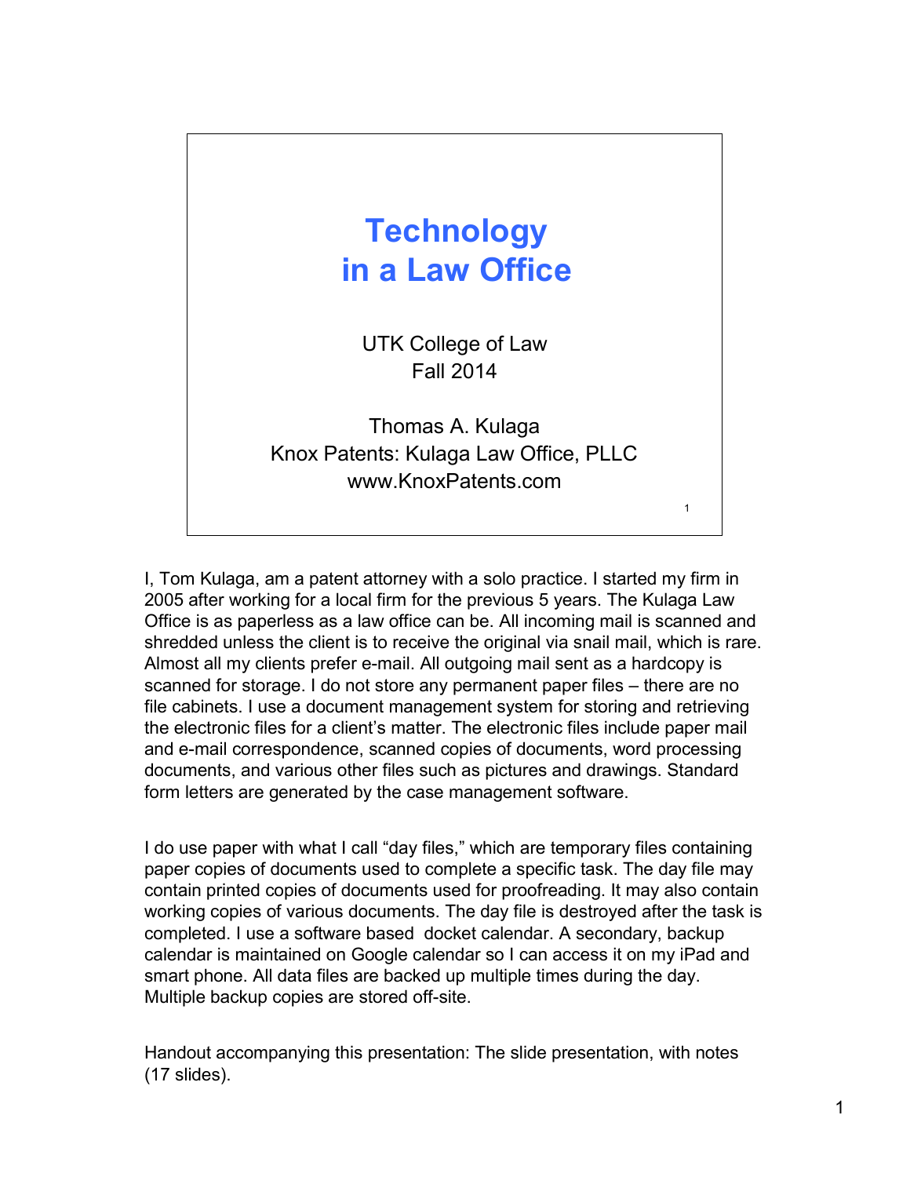# Technology in a Law Office

UTK College of Law
Fall 2014

Thomas A. Kulaga
Knox Patents: Kulaga Law Office, PLLC
www.KnoxPatents.com

I, Tom Kulaga, am a patent attorney with a solo practice. I started my firm in 2005 after working for a local firm for the previous 5 years. The Kulaga Law Office is as paperless as a law office can be. All incoming mail is scanned and shredded unless the client is to receive the original via snail mail, which is rare. Almost all my clients prefer e-mail. All outgoing mail sent as a hardcopy is scanned for storage. I do not store any permanent paper files – there are no file cabinets. I use a document management system for storing and retrieving the electronic files for a client's matter. The electronic files include paper mail and e-mail correspondence, scanned copies of documents, word processing documents, and various other files such as pictures and drawings. Standard form letters are generated by the case management software.

I do use paper with what I call "day files," which are temporary files containing paper copies of documents used to complete a specific task. The day file may contain printed copies of documents used for proofreading. It may also contain working copies of various documents. The day file is destroyed after the task is completed. I use a software based docket calendar. A secondary, backup calendar is maintained on Google calendar so I can access it on my iPad and smart phone. All data files are backed up multiple times during the day. Multiple backup copies are stored off-site.

Handout accompanying this presentation: The slide presentation, with notes (17 slides).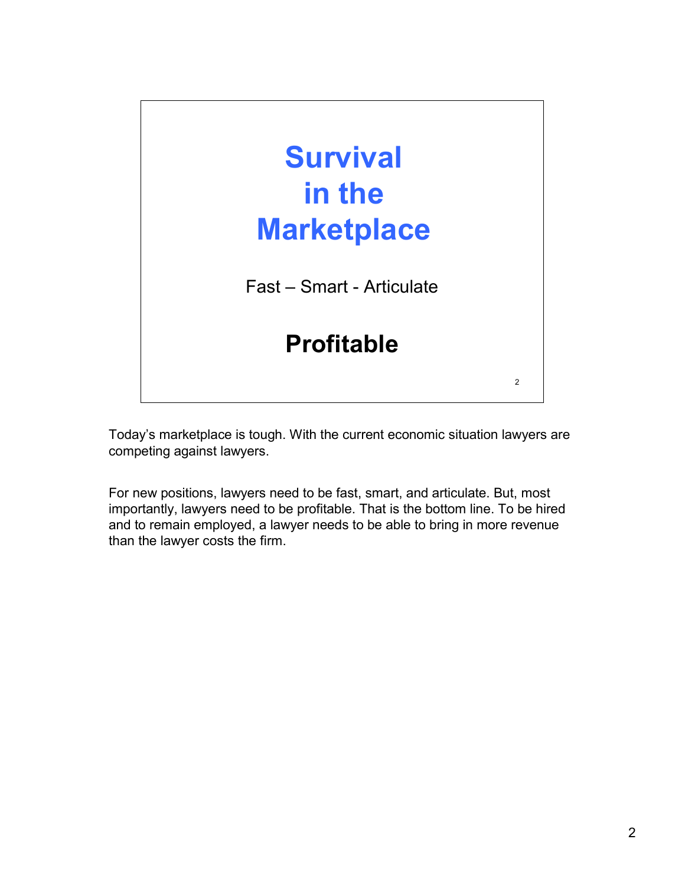# Survival in the Marketplace

Fast – Smart - Articulate

**Profitable**

Today's marketplace is tough. With the current economic situation lawyers are competing against lawyers.

For new positions, lawyers need to be fast, smart, and articulate. But, most importantly, lawyers need to be profitable. That is the bottom line. To be hired and to remain employed, a lawyer needs to be able to bring in more revenue than the lawyer costs the firm.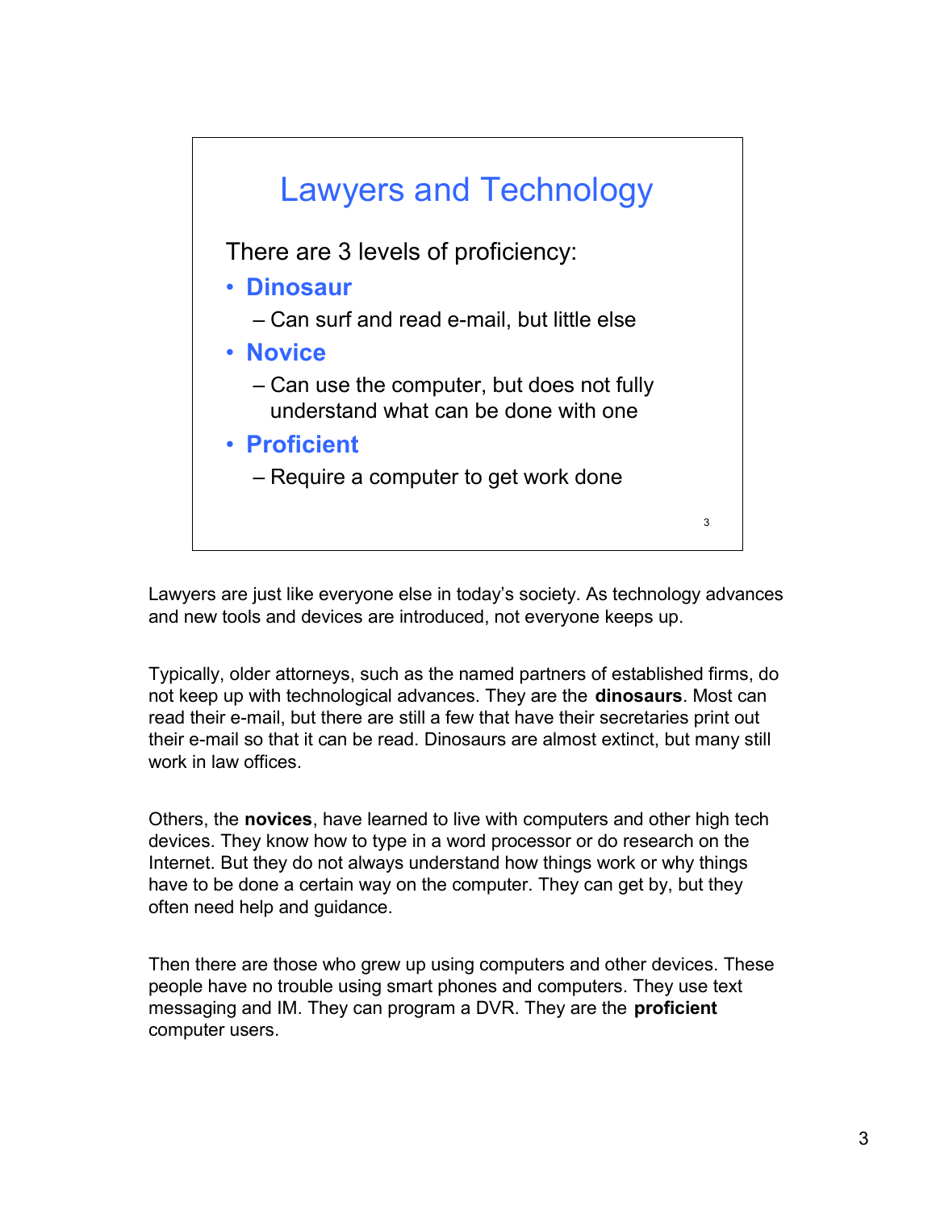## Lawyers and Technology

There are 3 levels of proficiency:

- **Dinosaur**
  - Can surf and read e-mail, but little else
- **Novice**
  - Can use the computer, but does not fully understand what can be done with one
- **Proficient**
  - Require a computer to get work done

Lawyers are just like everyone else in today's society. As technology advances and new tools and devices are introduced, not everyone keeps up.

Typically, older attorneys, such as the named partners of established firms, do not keep up with technological advances. They are the **dinosaurs**. Most can read their e-mail, but there are still a few that have their secretaries print out their e-mail so that it can be read. Dinosaurs are almost extinct, but many still work in law offices.

Others, the **novices**, have learned to live with computers and other high tech devices. They know how to type in a word processor or do research on the Internet. But they do not always understand how things work or why things have to be done a certain way on the computer. They can get by, but they often need help and guidance.

Then there are those who grew up using computers and other devices. These people have no trouble using smart phones and computers. They use text messaging and IM. They can program a DVR. They are the **proficient** computer users.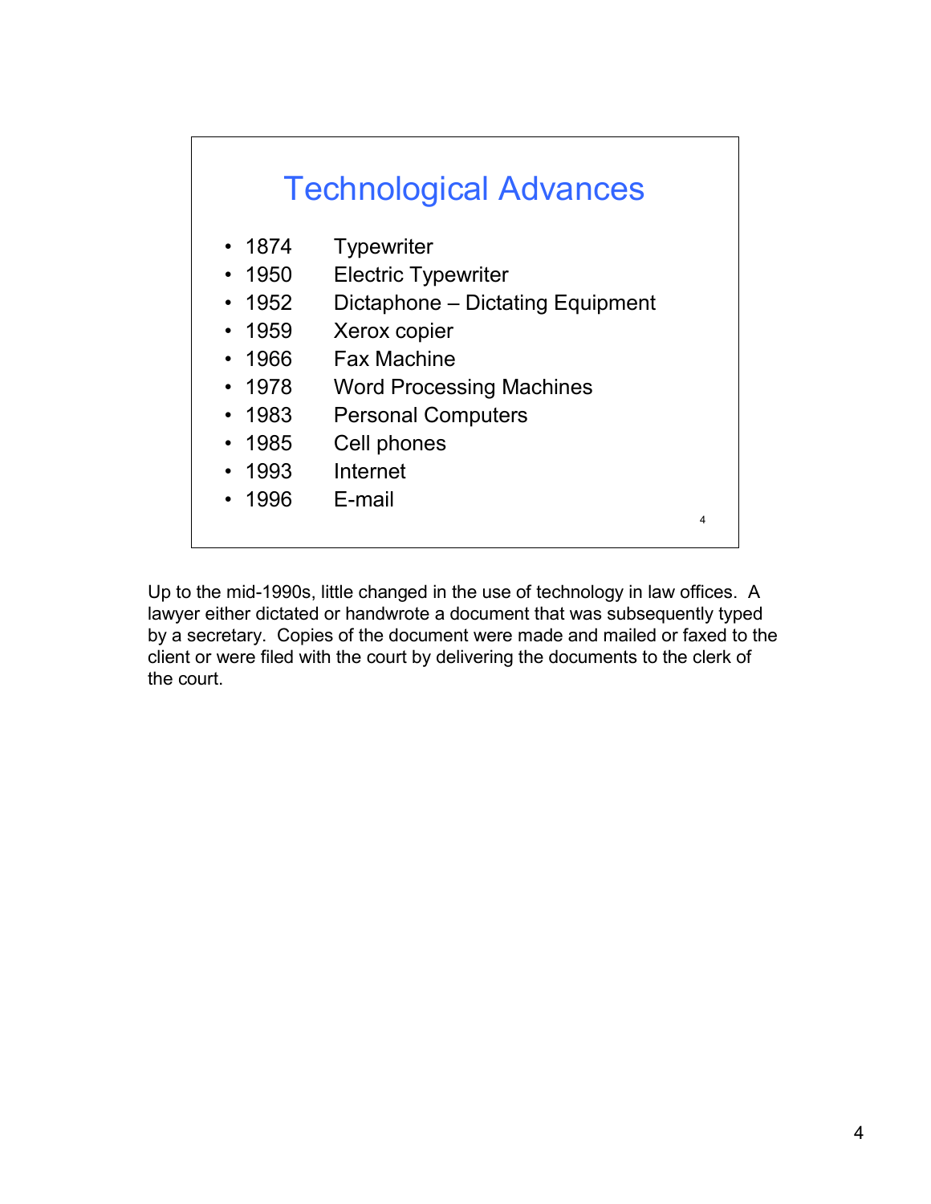## Technological Advances

- 1874 Typewriter
- 1950 Electric Typewriter
- 1952 Dictaphone – Dictating Equipment
- 1959 Xerox copier
- 1966 Fax Machine
- 1978 Word Processing Machines
- 1983 Personal Computers
- 1985 Cell phones
- 1993 Internet
- 1996 E-mail

Up to the mid-1990s, little changed in the use of technology in law offices. A lawyer either dictated or handwrote a document that was subsequently typed by a secretary. Copies of the document were made and mailed or faxed to the client or were filed with the court by delivering the documents to the clerk of the court.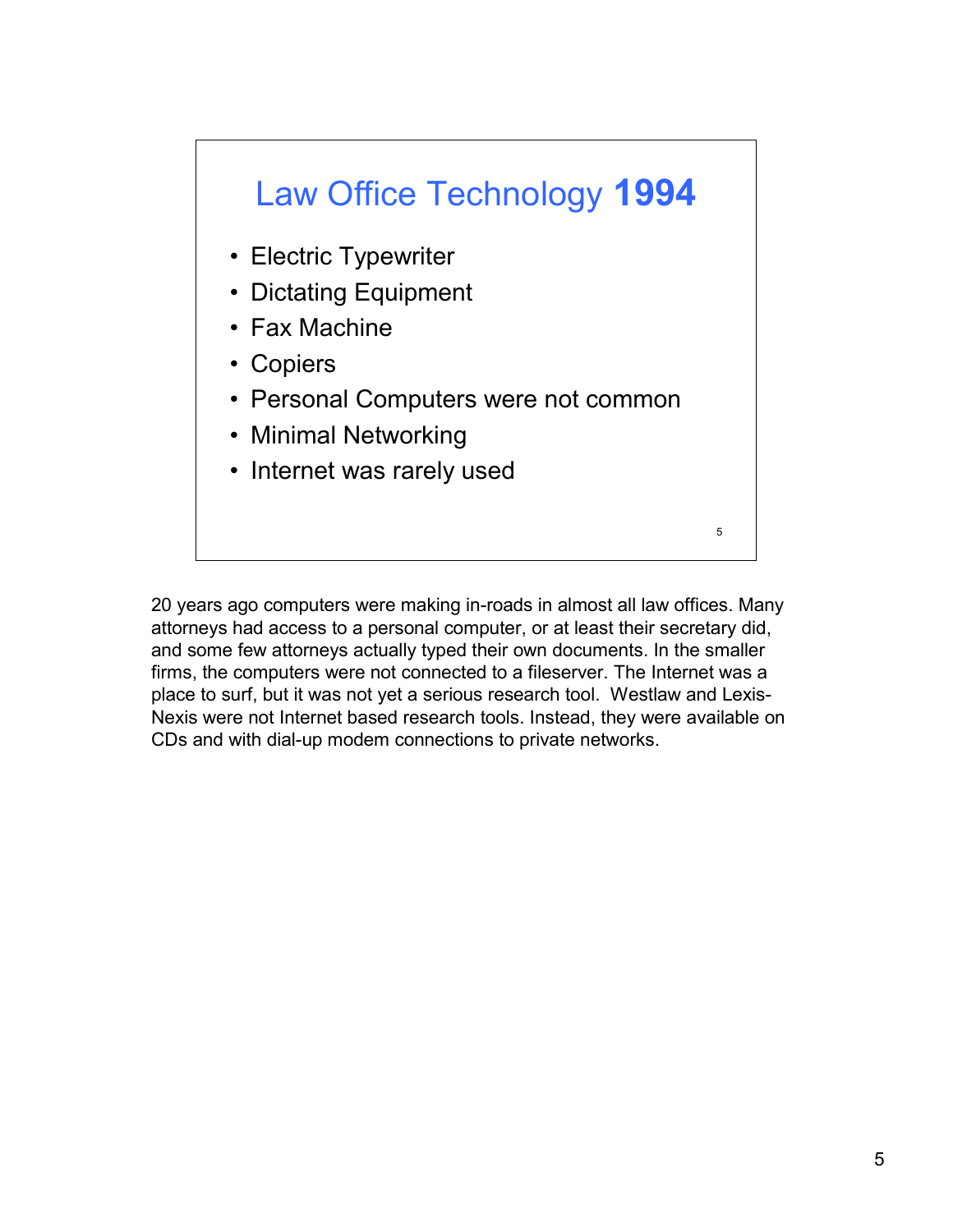## Law Office Technology **1994**

- Electric Typewriter
- Dictating Equipment
- Fax Machine
- Copiers
- Personal Computers were not common
- Minimal Networking
- Internet was rarely used

20 years ago computers were making in-roads in almost all law offices. Many attorneys had access to a personal computer, or at least their secretary did, and some few attorneys actually typed their own documents. In the smaller firms, the computers were not connected to a fileserver. The Internet was a place to surf, but it was not yet a serious research tool. Westlaw and Lexis-Nexis were not Internet based research tools. Instead, they were available on CDs and with dial-up modem connections to private networks.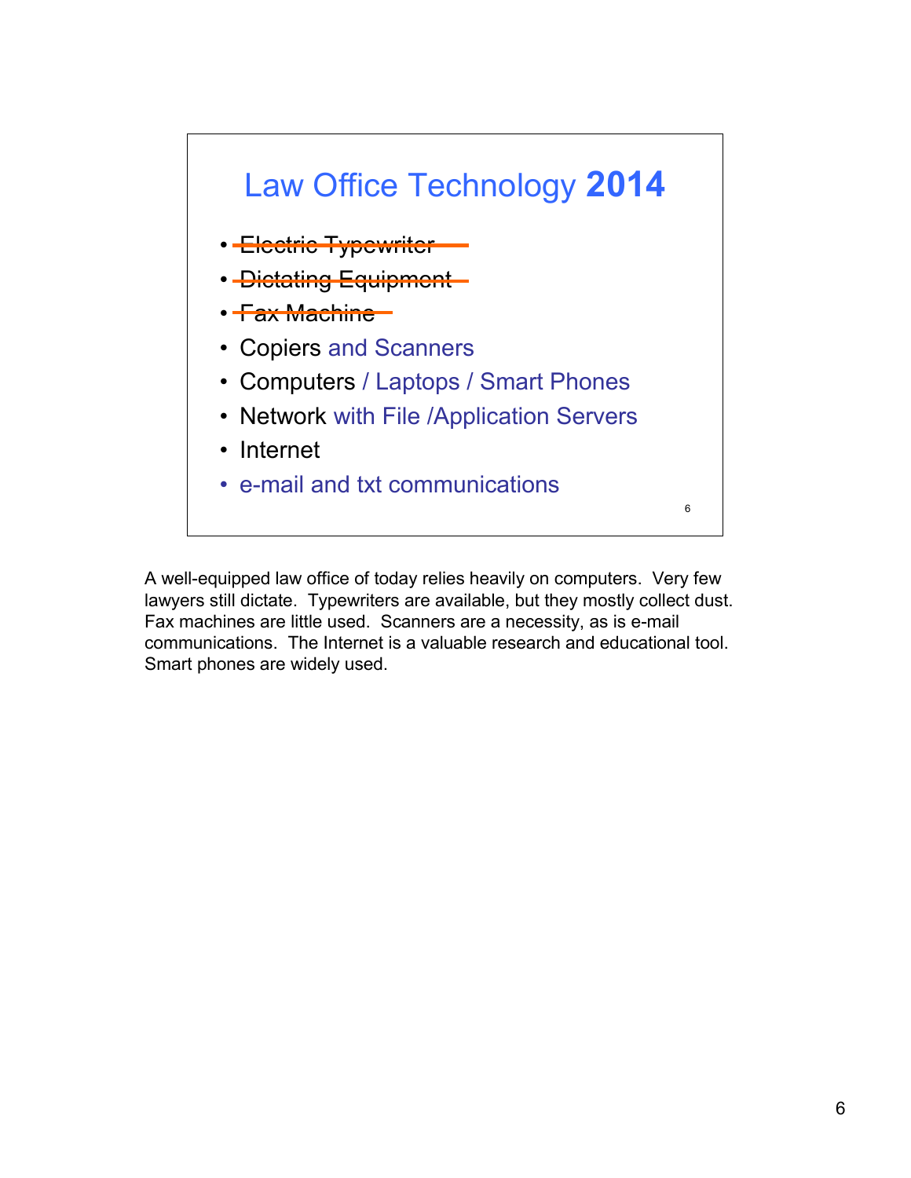## Law Office Technology **2014**

- ~~Electric Typewriter~~
- ~~Dictating Equipment~~
- ~~Fax Machine~~
- Copiers and Scanners
- Computers / Laptops / Smart Phones
- Network with File /Application Servers
- Internet
- e-mail and txt communications

A well-equipped law office of today relies heavily on computers. Very few lawyers still dictate. Typewriters are available, but they mostly collect dust. Fax machines are little used. Scanners are a necessity, as is e-mail communications. The Internet is a valuable research and educational tool. Smart phones are widely used.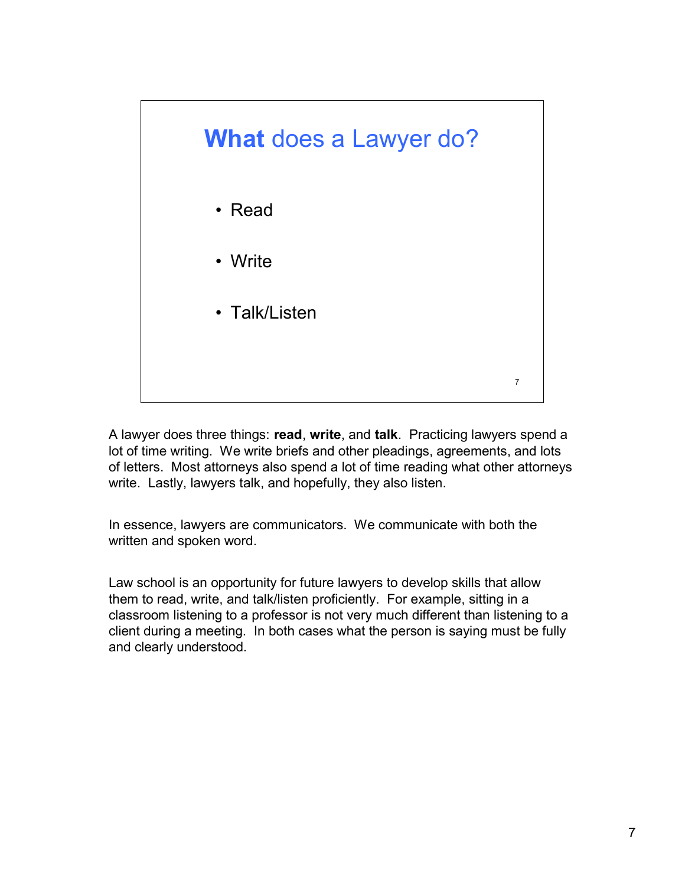## **What** does a Lawyer do?

- Read
- Write
- Talk/Listen

A lawyer does three things: **read**, **write**, and **talk**. Practicing lawyers spend a lot of time writing. We write briefs and other pleadings, agreements, and lots of letters. Most attorneys also spend a lot of time reading what other attorneys write. Lastly, lawyers talk, and hopefully, they also listen.

In essence, lawyers are communicators. We communicate with both the written and spoken word.

Law school is an opportunity for future lawyers to develop skills that allow them to read, write, and talk/listen proficiently. For example, sitting in a classroom listening to a professor is not very much different than listening to a client during a meeting. In both cases what the person is saying must be fully and clearly understood.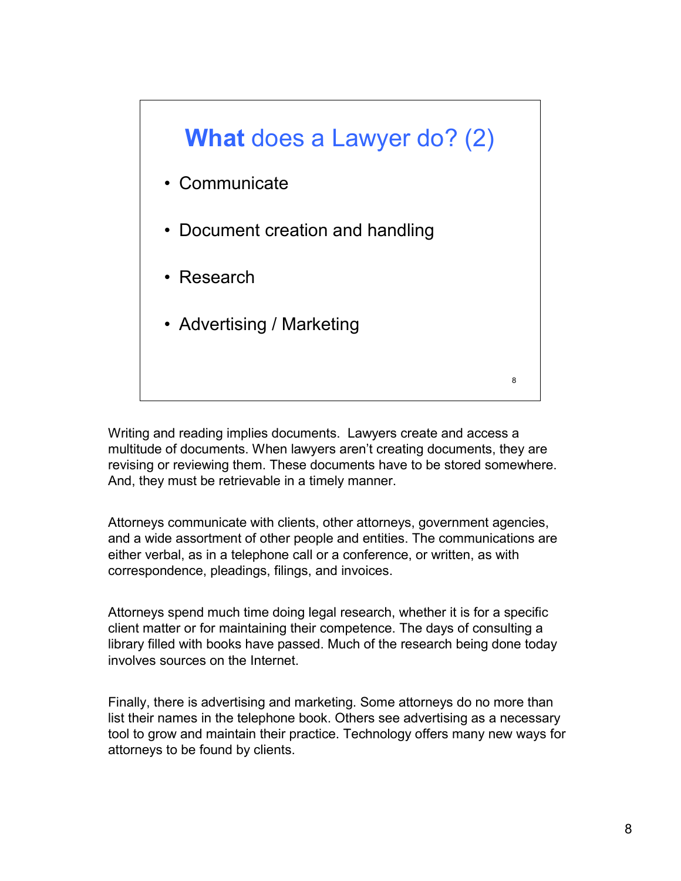## **What** does a Lawyer do? (2)

- Communicate
- Document creation and handling
- Research
- Advertising / Marketing

Writing and reading implies documents. Lawyers create and access a multitude of documents. When lawyers aren't creating documents, they are revising or reviewing them. These documents have to be stored somewhere. And, they must be retrievable in a timely manner.

Attorneys communicate with clients, other attorneys, government agencies, and a wide assortment of other people and entities. The communications are either verbal, as in a telephone call or a conference, or written, as with correspondence, pleadings, filings, and invoices.

Attorneys spend much time doing legal research, whether it is for a specific client matter or for maintaining their competence. The days of consulting a library filled with books have passed. Much of the research being done today involves sources on the Internet.

Finally, there is advertising and marketing. Some attorneys do no more than list their names in the telephone book. Others see advertising as a necessary tool to grow and maintain their practice. Technology offers many new ways for attorneys to be found by clients.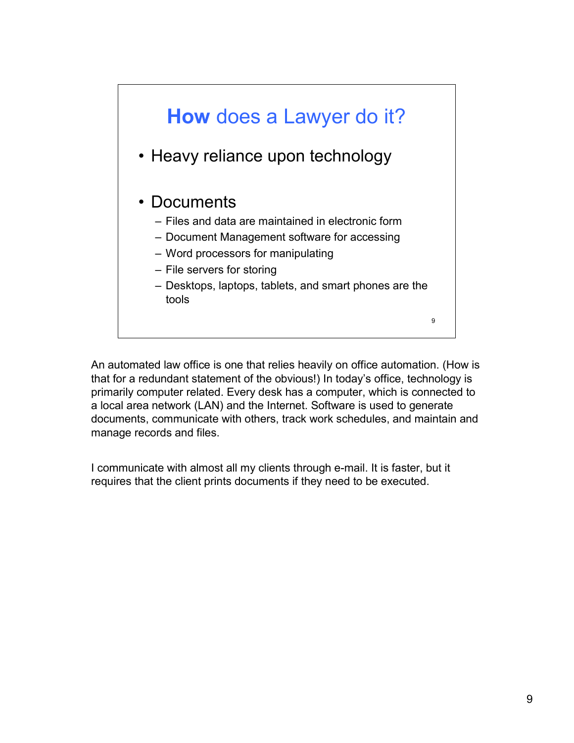## How does a Lawyer do it?

- Heavy reliance upon technology

- Documents
  - Files and data are maintained in electronic form
  - Document Management software for accessing
  - Word processors for manipulating
  - File servers for storing
  - Desktops, laptops, tablets, and smart phones are the tools

An automated law office is one that relies heavily on office automation. (How is that for a redundant statement of the obvious!) In today's office, technology is primarily computer related. Every desk has a computer, which is connected to a local area network (LAN) and the Internet. Software is used to generate documents, communicate with others, track work schedules, and maintain and manage records and files.

I communicate with almost all my clients through e-mail. It is faster, but it requires that the client prints documents if they need to be executed.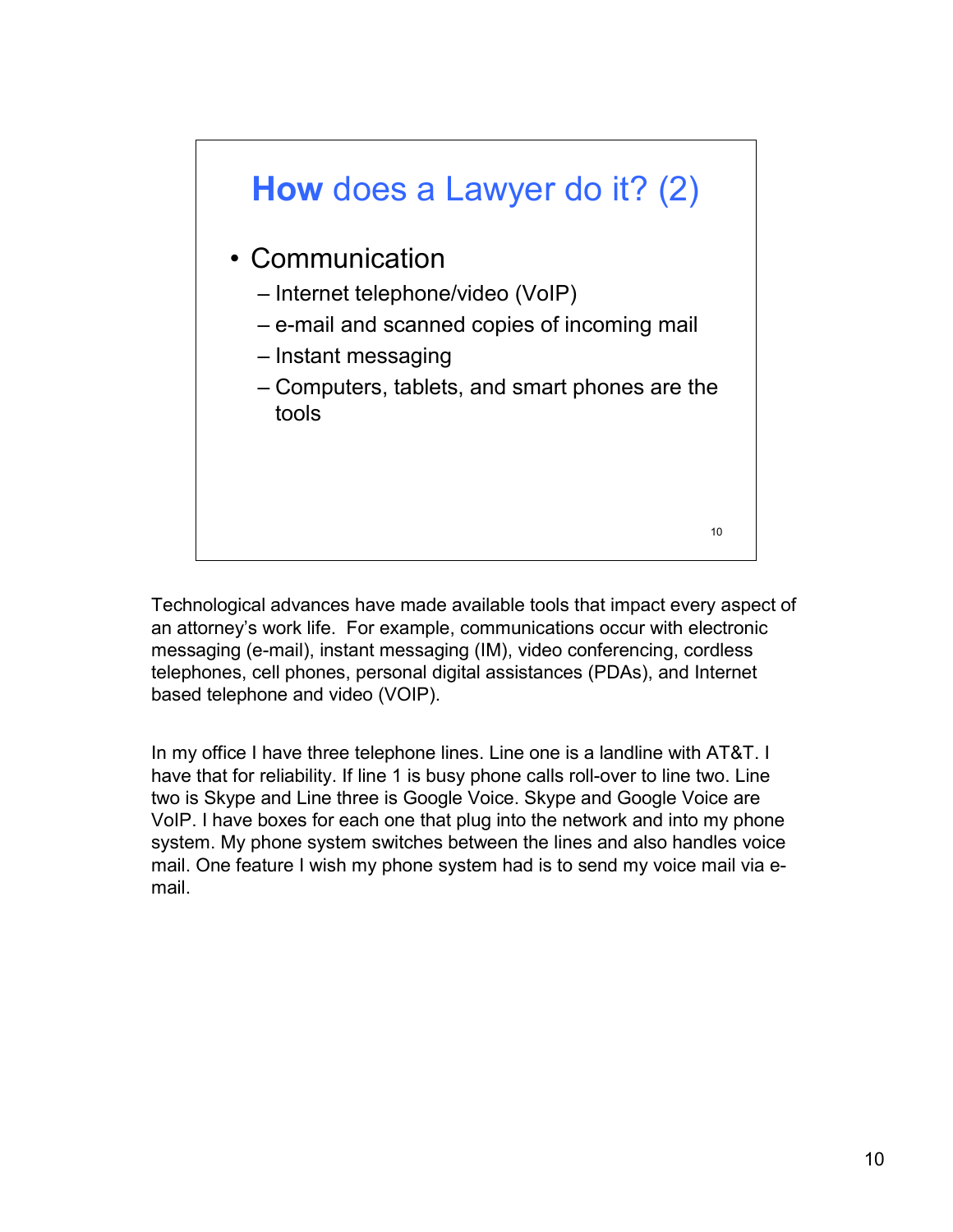## How does a Lawyer do it? (2)

- Communication
  - Internet telephone/video (VoIP)
  - e-mail and scanned copies of incoming mail
  - Instant messaging
  - Computers, tablets, and smart phones are the tools

Technological advances have made available tools that impact every aspect of an attorney's work life. For example, communications occur with electronic messaging (e-mail), instant messaging (IM), video conferencing, cordless telephones, cell phones, personal digital assistances (PDAs), and Internet based telephone and video (VOIP).

In my office I have three telephone lines. Line one is a landline with AT&T. I have that for reliability. If line 1 is busy phone calls roll-over to line two. Line two is Skype and Line three is Google Voice. Skype and Google Voice are VoIP. I have boxes for each one that plug into the network and into my phone system. My phone system switches between the lines and also handles voice mail. One feature I wish my phone system had is to send my voice mail via e-mail.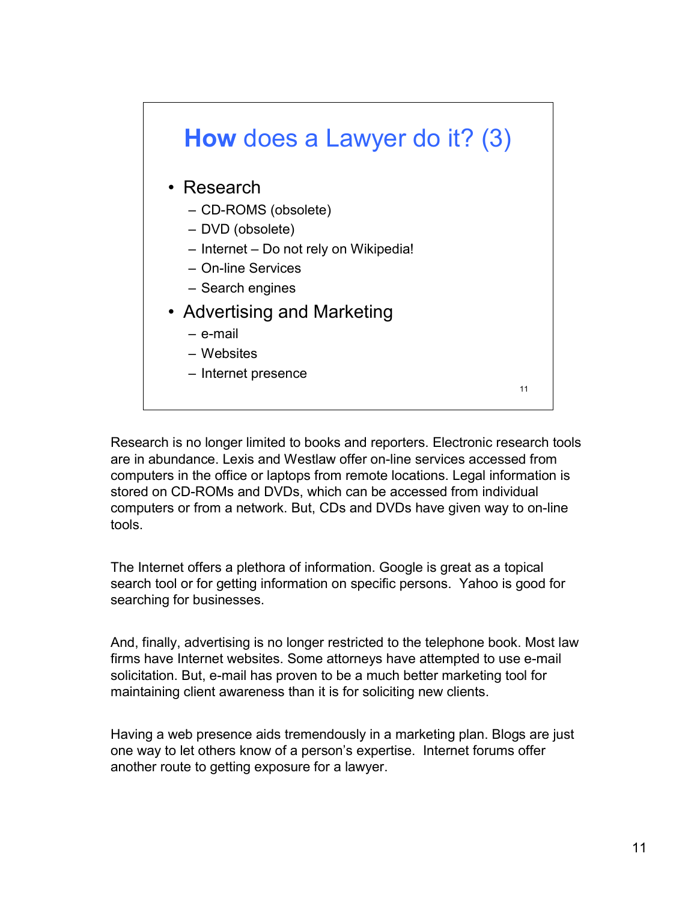## How does a Lawyer do it? (3)

- Research
  - CD-ROMS (obsolete)
  - DVD (obsolete)
  - Internet – Do not rely on Wikipedia!
  - On-line Services
  - Search engines
- Advertising and Marketing
  - e-mail
  - Websites
  - Internet presence

Research is no longer limited to books and reporters. Electronic research tools are in abundance. Lexis and Westlaw offer on-line services accessed from computers in the office or laptops from remote locations. Legal information is stored on CD-ROMs and DVDs, which can be accessed from individual computers or from a network. But, CDs and DVDs have given way to on-line tools.

The Internet offers a plethora of information. Google is great as a topical search tool or for getting information on specific persons. Yahoo is good for searching for businesses.

And, finally, advertising is no longer restricted to the telephone book. Most law firms have Internet websites. Some attorneys have attempted to use e-mail solicitation. But, e-mail has proven to be a much better marketing tool for maintaining client awareness than it is for soliciting new clients.

Having a web presence aids tremendously in a marketing plan. Blogs are just one way to let others know of a person's expertise. Internet forums offer another route to getting exposure for a lawyer.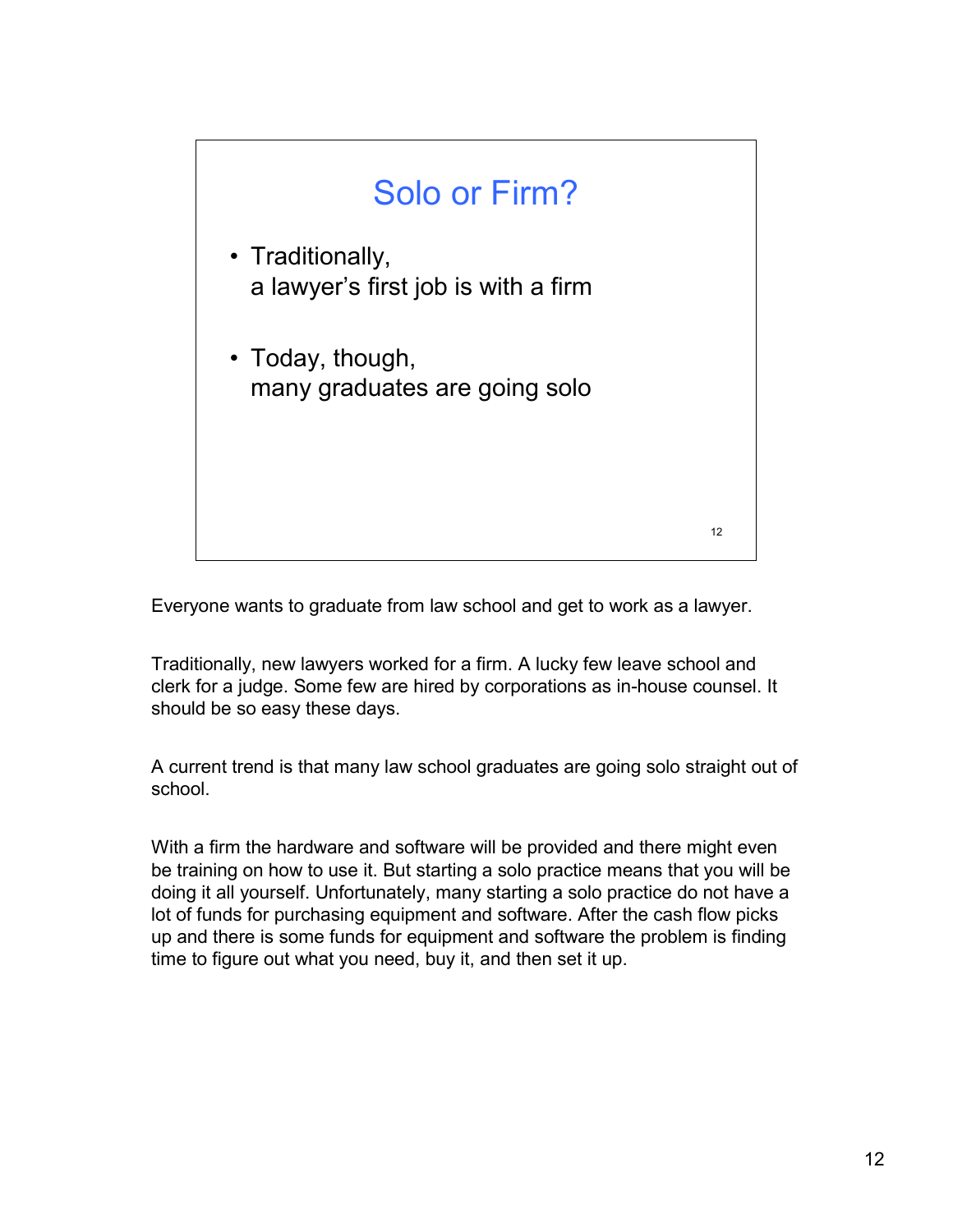## Solo or Firm?

- Traditionally,
  a lawyer's first job is with a firm
- Today, though,
  many graduates are going solo

Everyone wants to graduate from law school and get to work as a lawyer.

Traditionally, new lawyers worked for a firm. A lucky few leave school and clerk for a judge. Some few are hired by corporations as in-house counsel. It should be so easy these days.

A current trend is that many law school graduates are going solo straight out of school.

With a firm the hardware and software will be provided and there might even be training on how to use it. But starting a solo practice means that you will be doing it all yourself. Unfortunately, many starting a solo practice do not have a lot of funds for purchasing equipment and software. After the cash flow picks up and there is some funds for equipment and software the problem is finding time to figure out what you need, buy it, and then set it up.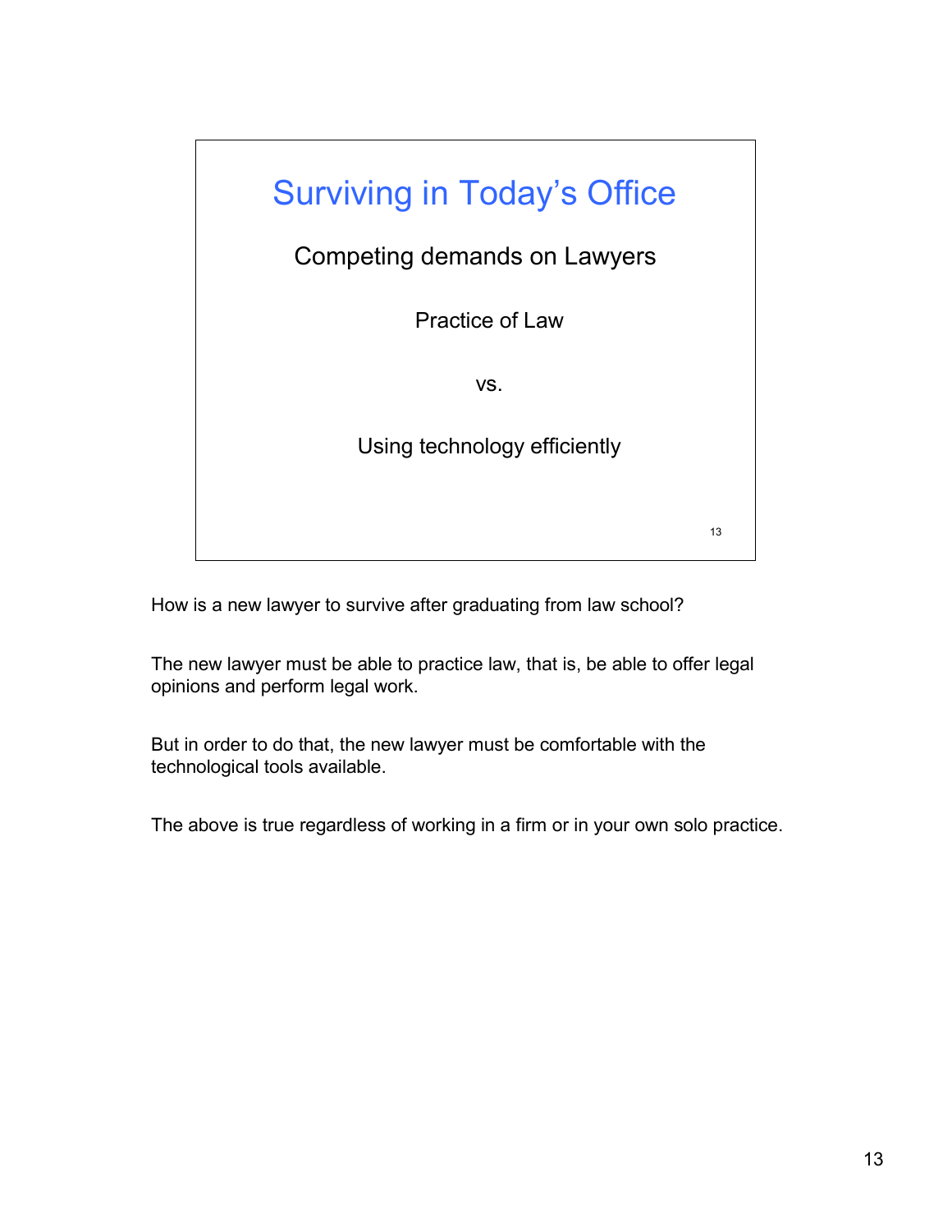## Surviving in Today's Office

Competing demands on Lawyers

Practice of Law

vs.

Using technology efficiently

How is a new lawyer to survive after graduating from law school?

The new lawyer must be able to practice law, that is, be able to offer legal opinions and perform legal work.

But in order to do that, the new lawyer must be comfortable with the technological tools available.

The above is true regardless of working in a firm or in your own solo practice.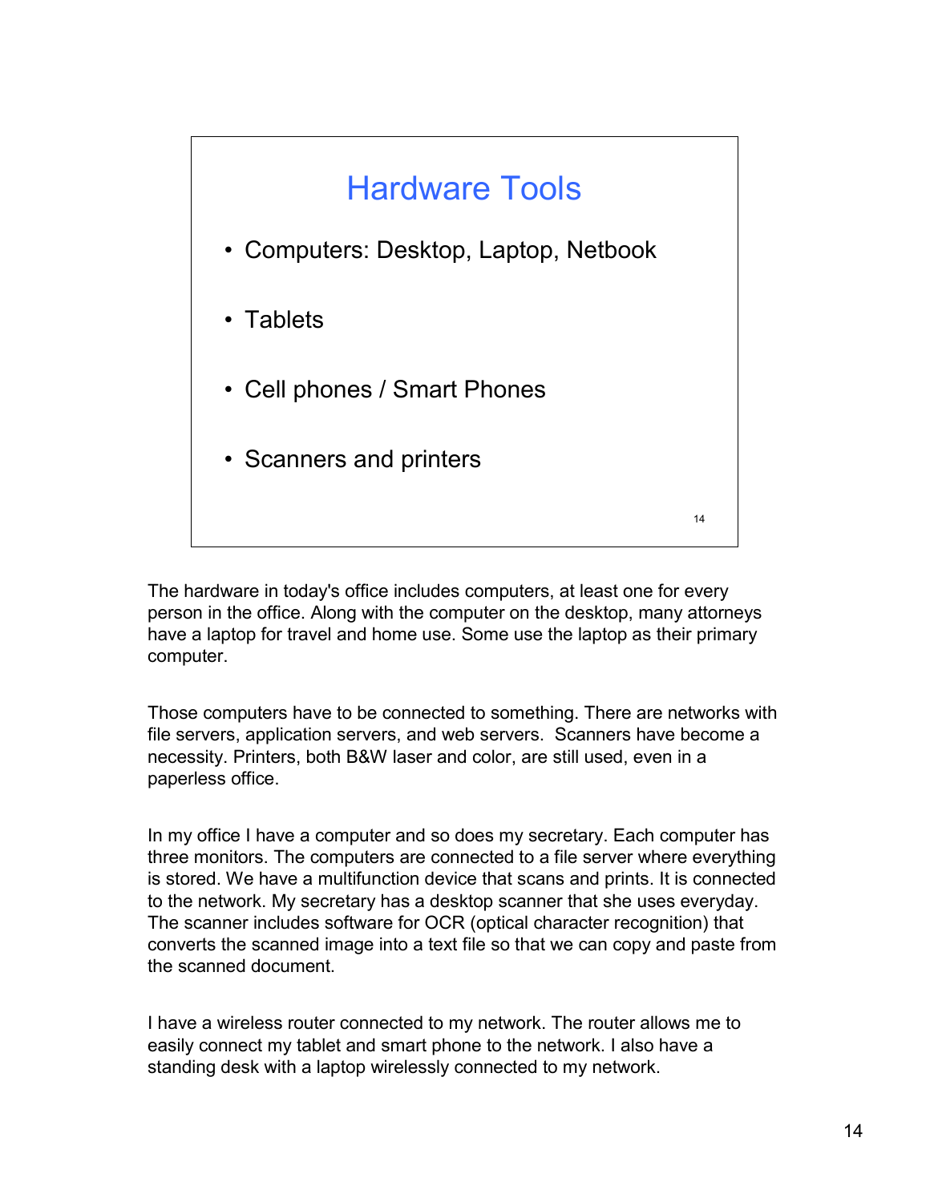## Hardware Tools

- Computers: Desktop, Laptop, Netbook
- Tablets
- Cell phones / Smart Phones
- Scanners and printers

The hardware in today's office includes computers, at least one for every person in the office. Along with the computer on the desktop, many attorneys have a laptop for travel and home use. Some use the laptop as their primary computer.

Those computers have to be connected to something. There are networks with file servers, application servers, and web servers. Scanners have become a necessity. Printers, both B&W laser and color, are still used, even in a paperless office.

In my office I have a computer and so does my secretary. Each computer has three monitors. The computers are connected to a file server where everything is stored. We have a multifunction device that scans and prints. It is connected to the network. My secretary has a desktop scanner that she uses everyday. The scanner includes software for OCR (optical character recognition) that converts the scanned image into a text file so that we can copy and paste from the scanned document.

I have a wireless router connected to my network. The router allows me to easily connect my tablet and smart phone to the network. I also have a standing desk with a laptop wirelessly connected to my network.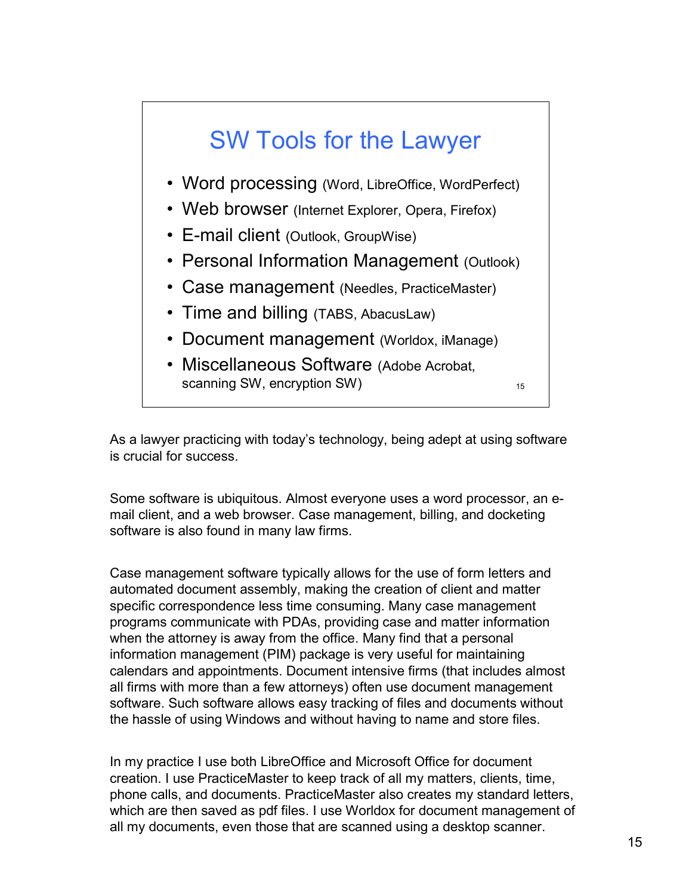## SW Tools for the Lawyer

- Word processing (Word, LibreOffice, WordPerfect)
- Web browser (Internet Explorer, Opera, Firefox)
- E-mail client (Outlook, GroupWise)
- Personal Information Management (Outlook)
- Case management (Needles, PracticeMaster)
- Time and billing (TABS, AbacusLaw)
- Document management (Worldox, iManage)
- Miscellaneous Software (Adobe Acrobat, scanning SW, encryption SW)

As a lawyer practicing with today's technology, being adept at using software is crucial for success.

Some software is ubiquitous. Almost everyone uses a word processor, an e-mail client, and a web browser. Case management, billing, and docketing software is also found in many law firms.

Case management software typically allows for the use of form letters and automated document assembly, making the creation of client and matter specific correspondence less time consuming. Many case management programs communicate with PDAs, providing case and matter information when the attorney is away from the office. Many find that a personal information management (PIM) package is very useful for maintaining calendars and appointments. Document intensive firms (that includes almost all firms with more than a few attorneys) often use document management software. Such software allows easy tracking of files and documents without the hassle of using Windows and without having to name and store files.

In my practice I use both LibreOffice and Microsoft Office for document creation. I use PracticeMaster to keep track of all my matters, clients, time, phone calls, and documents. PracticeMaster also creates my standard letters, which are then saved as pdf files. I use Worldox for document management of all my documents, even those that are scanned using a desktop scanner.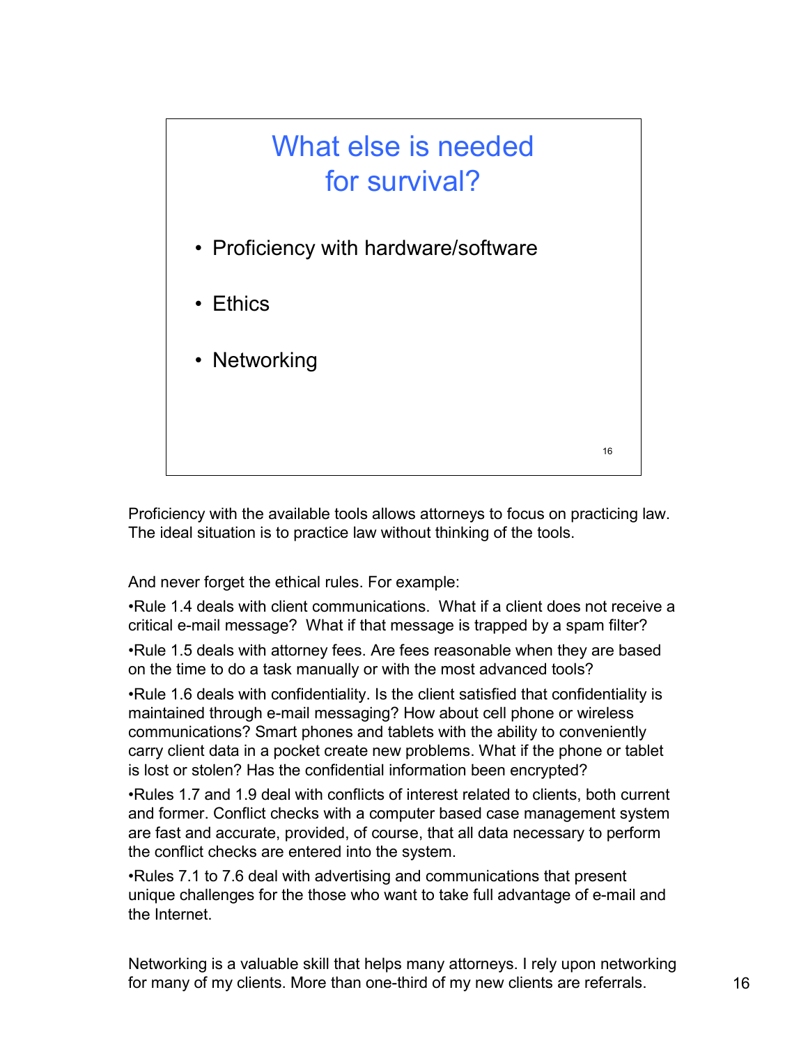## What else is needed for survival?

- Proficiency with hardware/software
- Ethics
- Networking

Proficiency with the available tools allows attorneys to focus on practicing law. The ideal situation is to practice law without thinking of the tools.

And never forget the ethical rules. For example:

•Rule 1.4 deals with client communications. What if a client does not receive a critical e-mail message? What if that message is trapped by a spam filter?

•Rule 1.5 deals with attorney fees. Are fees reasonable when they are based on the time to do a task manually or with the most advanced tools?

•Rule 1.6 deals with confidentiality. Is the client satisfied that confidentiality is maintained through e-mail messaging? How about cell phone or wireless communications? Smart phones and tablets with the ability to conveniently carry client data in a pocket create new problems. What if the phone or tablet is lost or stolen? Has the confidential information been encrypted?

•Rules 1.7 and 1.9 deal with conflicts of interest related to clients, both current and former. Conflict checks with a computer based case management system are fast and accurate, provided, of course, that all data necessary to perform the conflict checks are entered into the system.

•Rules 7.1 to 7.6 deal with advertising and communications that present unique challenges for the those who want to take full advantage of e-mail and the Internet.

Networking is a valuable skill that helps many attorneys. I rely upon networking for many of my clients. More than one-third of my new clients are referrals.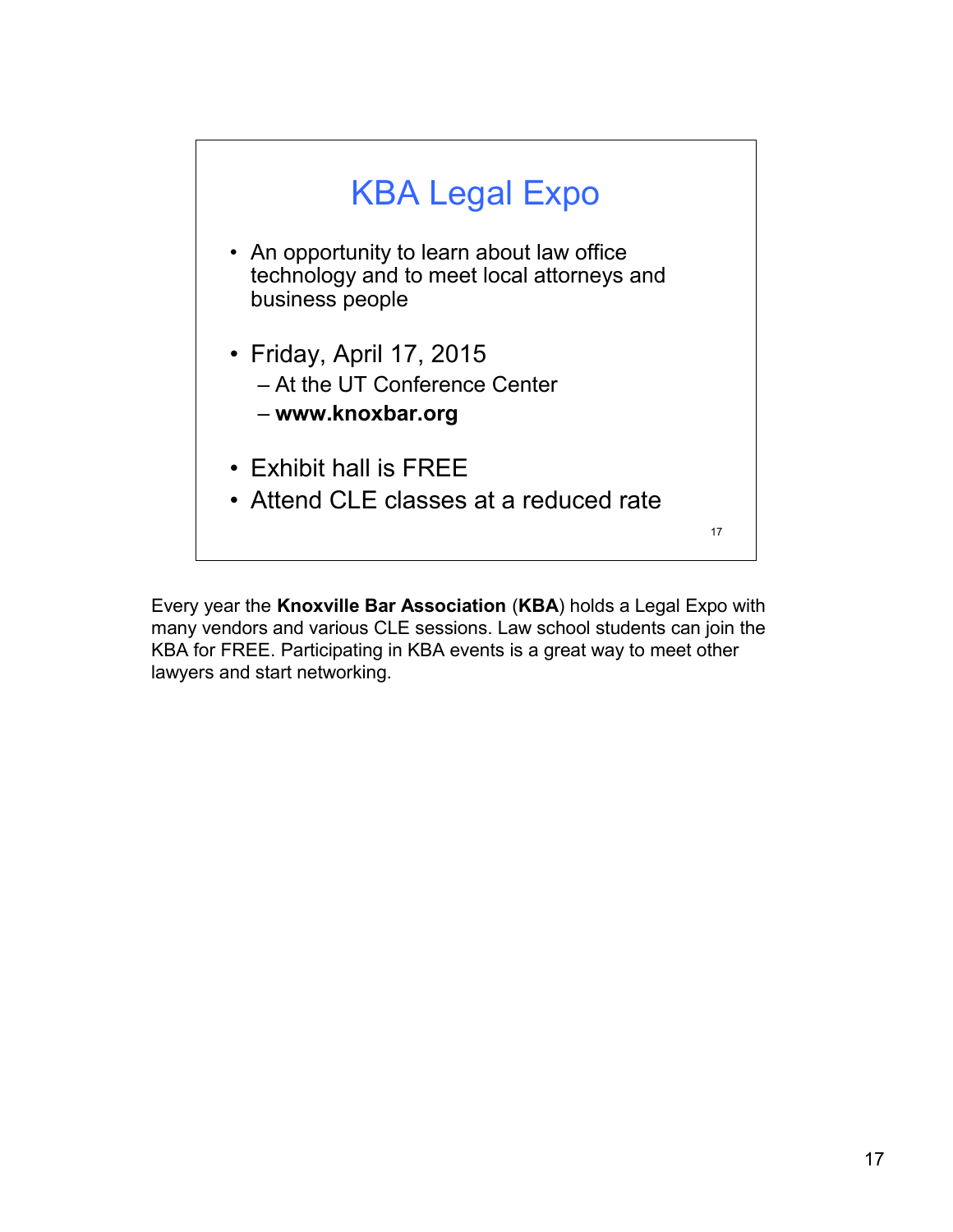## KBA Legal Expo

- An opportunity to learn about law office technology and to meet local attorneys and business people
- Friday, April 17, 2015
  - At the UT Conference Center
  - **www.knoxbar.org**
- Exhibit hall is FREE
- Attend CLE classes at a reduced rate

Every year the **Knoxville Bar Association** (**KBA**) holds a Legal Expo with many vendors and various CLE sessions. Law school students can join the KBA for FREE. Participating in KBA events is a great way to meet other lawyers and start networking.